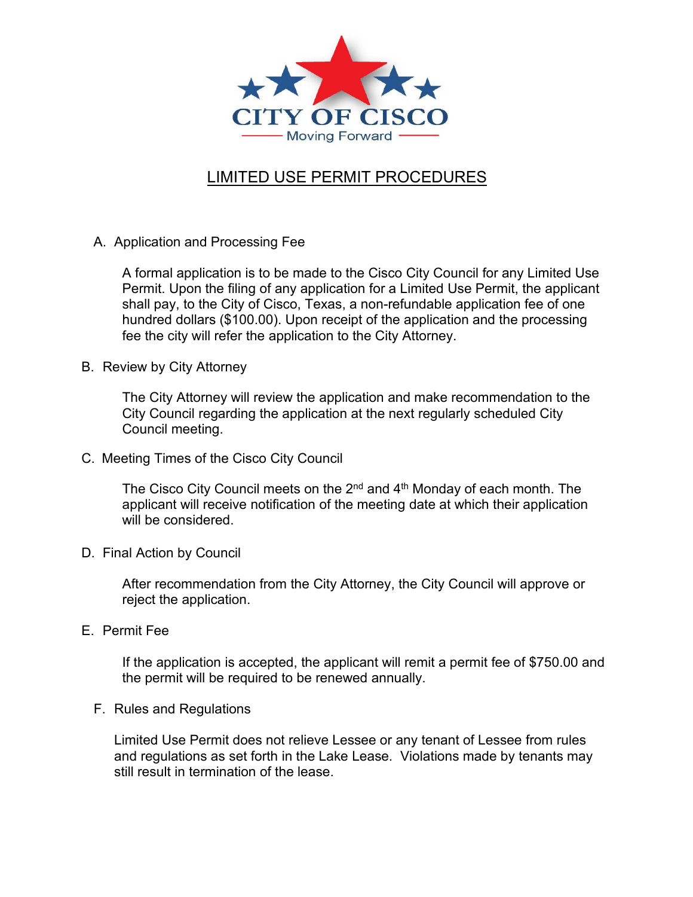CITY OF CISCO

Moving Forward

# LIMITED USE PERMIT PROCEDURES

A. Application and Processing Fee

A formal application is to be made to the Cisco City Council for any Limited Use Permit. Upon the filing of any application for a Limited Use Permit, the applicant shall pay, to the City of Cisco, Texas, a non-refundable application fee of one hundred dollars ($100.00). Upon receipt of the application and the processing fee the city will refer the application to the City Attorney.

B. Review by City Attorney

The City Attorney will review the application and make recommendation to the City Council regarding the application at the next regularly scheduled City Council meeting.

C. Meeting Times of the Cisco City Council

The Cisco City Council meets on the 2nd and 4th Monday of each month. The applicant will receive notification of the meeting date at which their application will be considered.

D. Final Action by Council

After recommendation from the City Attorney, the City Council will approve or reject the application.

E. Permit Fee

If the application is accepted, the applicant will remit a permit fee of $750.00 and the permit will be required to be renewed annually.

F. Rules and Regulations

Limited Use Permit does not relieve Lessee or any tenant of Lessee from rules and regulations as set forth in the Lake Lease. Violations made by tenants may still result in termination of the lease.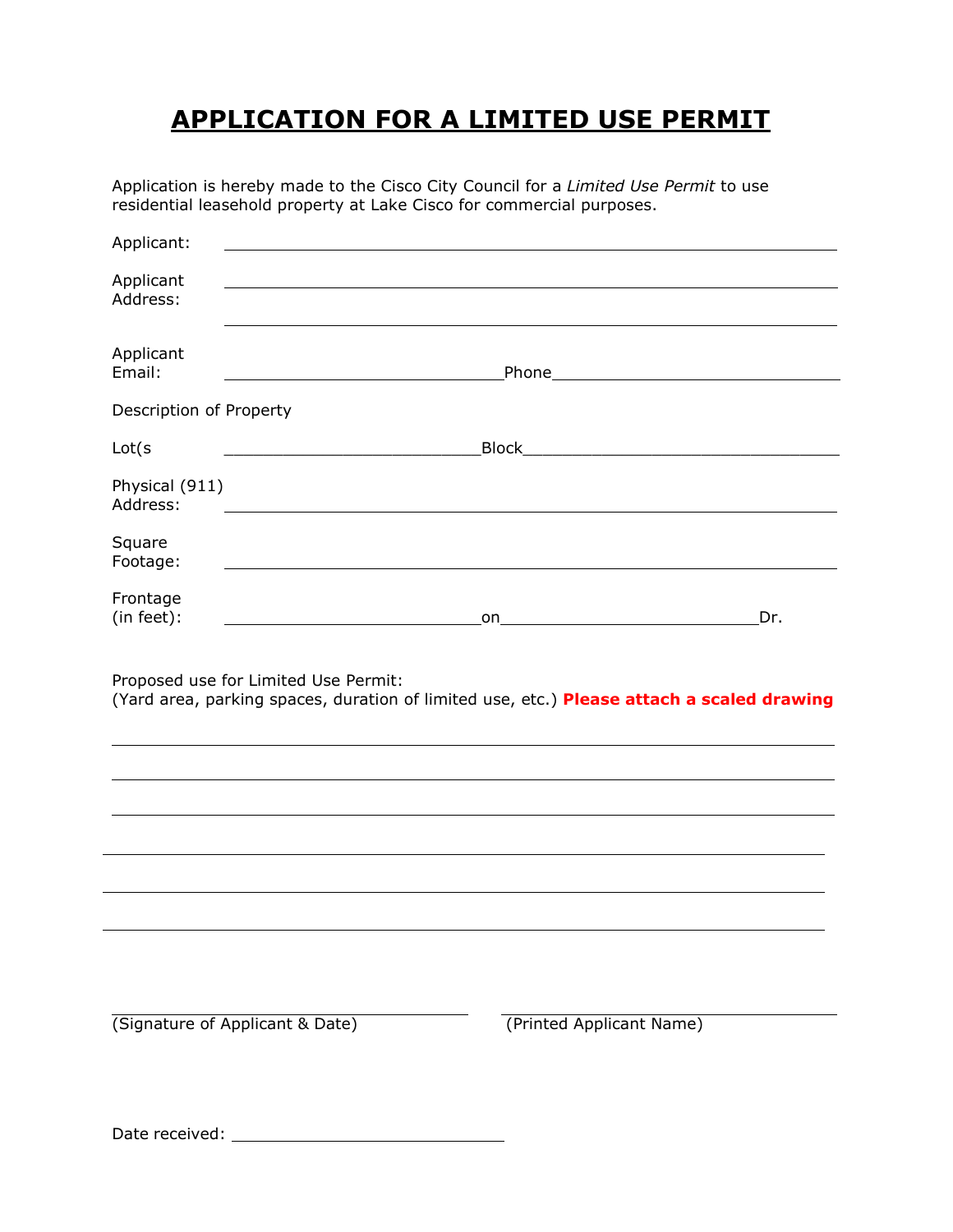# APPLICATION FOR A LIMITED USE PERMIT

Application is hereby made to the Cisco City Council for a *Limited Use Permit* to use residential leasehold property at Lake Cisco for commercial purposes.

Applicant: ______________________________________________

Applicant Address: ______________________________________________

______________________________________________

Applicant Email: ______________________ Phone ______________________

Description of Property

Lot(s ______________________ Block ______________________

Physical (911) Address: ______________________________________________

Square Footage: ______________________________________________

Frontage (in feet): ______________________ on ______________________ Dr.

Proposed use for Limited Use Permit:
(Yard area, parking spaces, duration of limited use, etc.) **Please attach a scaled drawing**

______________________________________________

______________________________________________

______________________________________________

______________________________________________

______________________________________________

______________________________________________

______________________________ (Signature of Applicant & Date)

______________________________ (Printed Applicant Name)

Date received: ______________________